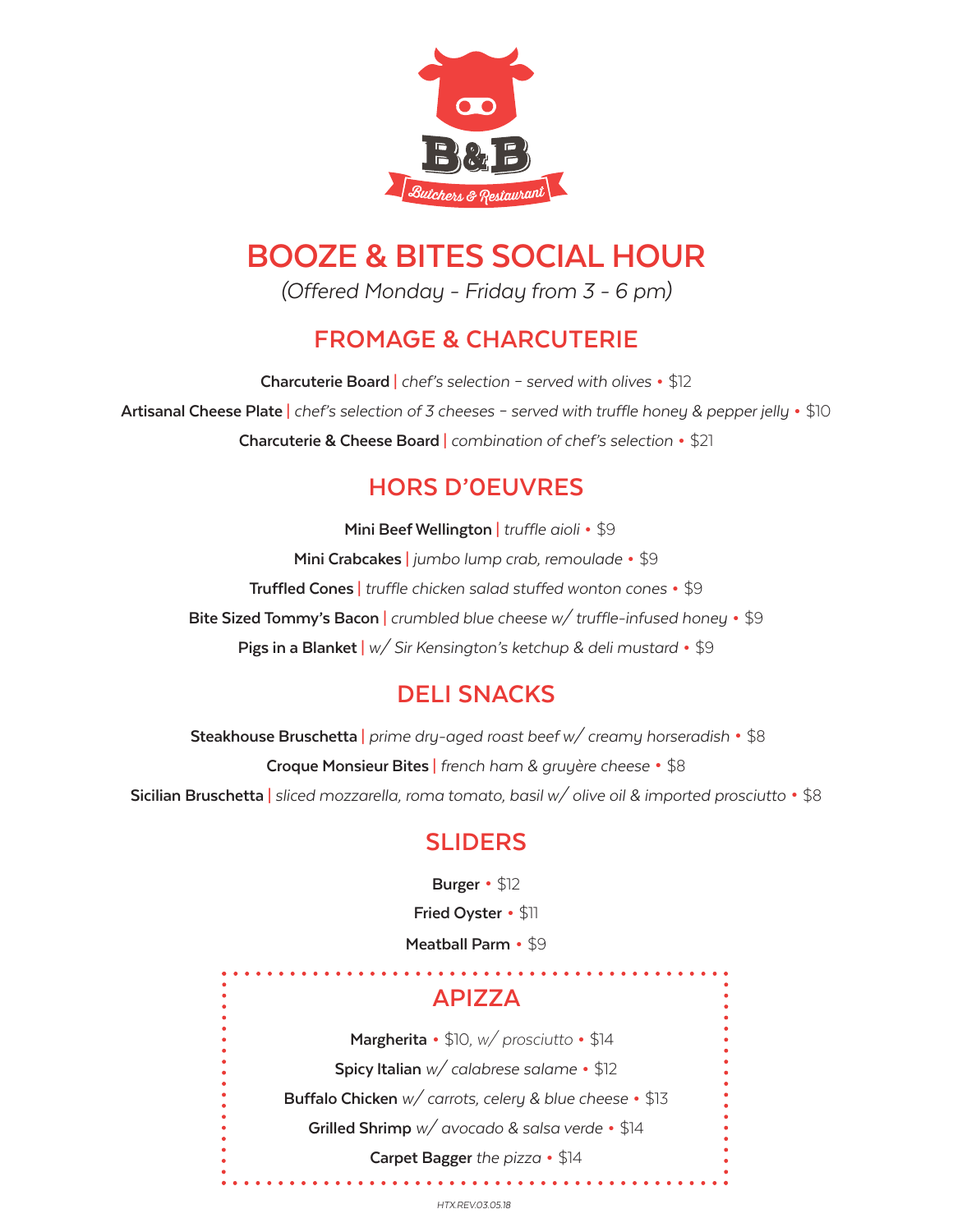B&B

Butchers & Restaurant

# BOOZE & BITES SOCIAL HOUR

*(Offered Monday - Friday from 3 - 6 pm)*

## FROMAGE & CHARCUTERIE

**Charcuterie Board** | *chef's selection – served with olives* • $12

**Artisanal Cheese Plate** | *chef's selection of 3 cheeses – served with truffle honey & pepper jelly* • $10

**Charcuterie & Cheese Board** | *combination of chef's selection* • $21

## HORS D'OEUVRES

**Mini Beef Wellington** | *truffle aioli* • $9

**Mini Crabcakes** | *jumbo lump crab, remoulade* • $9

**Truffled Cones** | *truffle chicken salad stuffed wonton cones* • $9

**Bite Sized Tommy's Bacon** | *crumbled blue cheese w/ truffle-infused honey* • $9

**Pigs in a Blanket** | *w/ Sir Kensington's ketchup & deli mustard* • $9

## DELI SNACKS

**Steakhouse Bruschetta** | *prime dry-aged roast beef w/ creamy horseradish* • $8

**Croque Monsieur Bites** | *french ham & gruyère cheese* • $8

**Sicilian Bruschetta** | *sliced mozzarella, roma tomato, basil w/ olive oil & imported prosciutto* • $8

## SLIDERS

**Burger** • $12

**Fried Oyster** • $11

**Meatball Parm** • $9

## APIZZA

**Margherita** • $10, *w/ prosciutto* • $14

**Spicy Italian** *w/ calabrese salame* • $12

**Buffalo Chicken** *w/ carrots, celery & blue cheese* • $13

**Grilled Shrimp** *w/ avocado & salsa verde* • $14

**Carpet Bagger** *the pizza* • $14

*HTX.REV.03.05.18*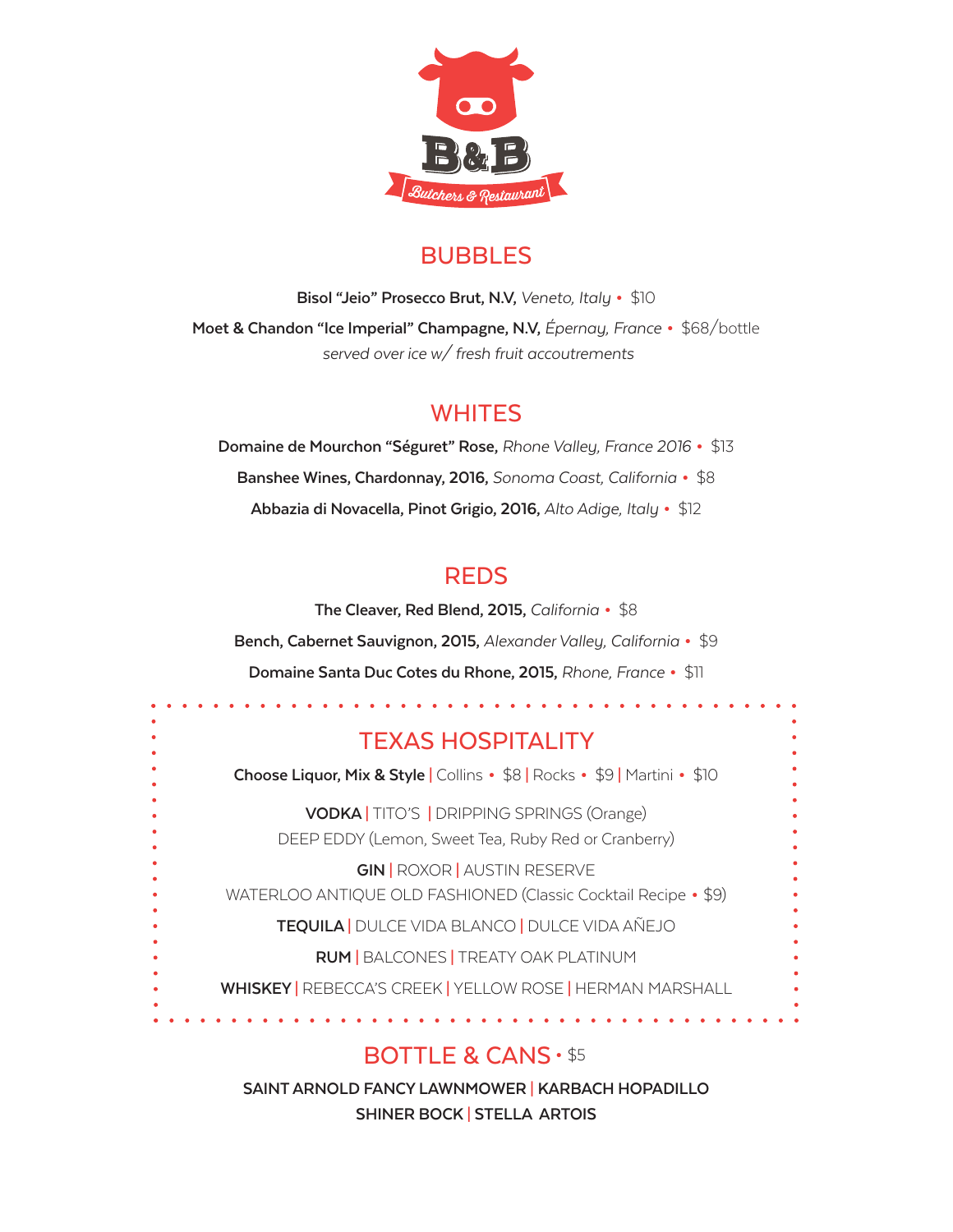B&B

Butchers & Restaurant

## BUBBLES

**Bisol "Jeio" Prosecco Brut, N.V,** *Veneto, Italy* • $10

**Moet & Chandon "Ice Imperial" Champagne, N.V,** *Épernay, France* • $68/bottle

*served over ice w/ fresh fruit accoutrements*

## WHITES

**Domaine de Mourchon "Séguret" Rose,** *Rhone Valley, France 2016* • $13

**Banshee Wines, Chardonnay, 2016,** *Sonoma Coast, California* • $8

**Abbazia di Novacella, Pinot Grigio, 2016,** *Alto Adige, Italy* • $12

## REDS

**The Cleaver, Red Blend, 2015,** *California* • $8

**Bench, Cabernet Sauvignon, 2015,** *Alexander Valley, California* • $9

**Domaine Santa Duc Cotes du Rhone, 2015,** *Rhone, France* • $11

## TEXAS HOSPITALITY

**Choose Liquor, Mix & Style** | Collins • $8 | Rocks • $9 | Martini • $10

**VODKA** | TITO'S | DRIPPING SPRINGS (Orange)
DEEP EDDY (Lemon, Sweet Tea, Ruby Red or Cranberry)

**GIN** | ROXOR | AUSTIN RESERVE
WATERLOO ANTIQUE OLD FASHIONED (Classic Cocktail Recipe • $9)

**TEQUILA** | DULCE VIDA BLANCO | DULCE VIDA AÑEJO

**RUM** | BALCONES | TREATY OAK PLATINUM

**WHISKEY** | REBECCA'S CREEK | YELLOW ROSE | HERMAN MARSHALL

## BOTTLE & CANS • $5

**SAINT ARNOLD FANCY LAWNMOWER** | **KARBACH HOPADILLO**
**SHINER BOCK** | **STELLA ARTOIS**